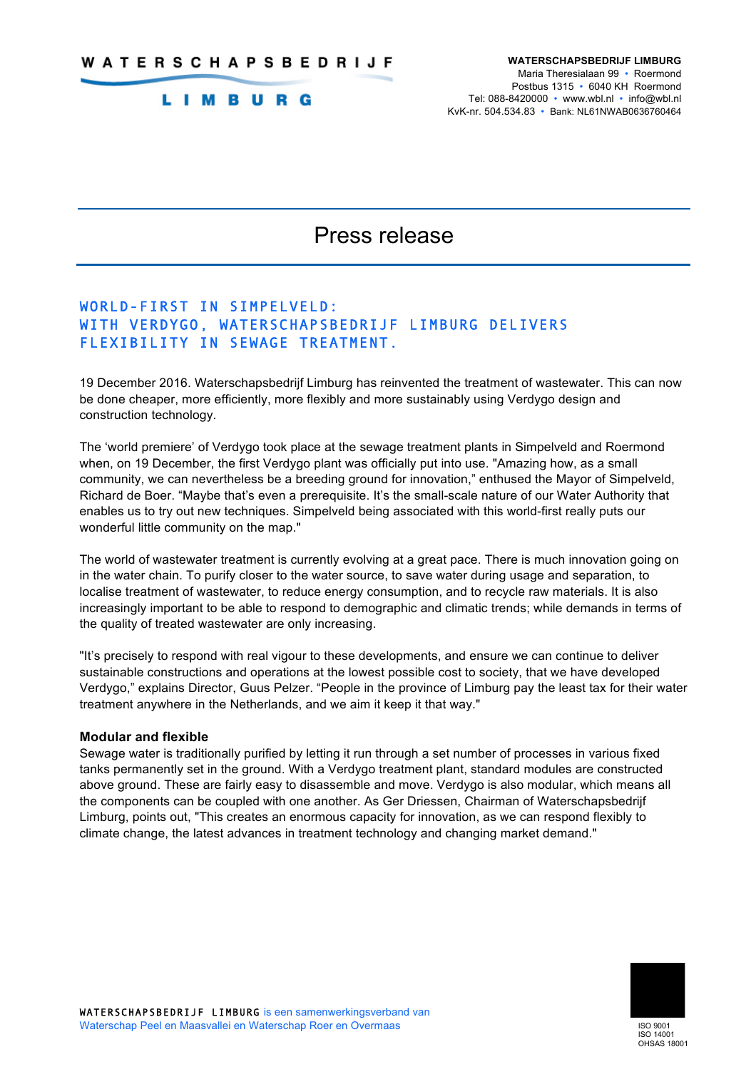WATERSCHAPSBEDRIJF LIMBURG

**WATERSCHAPSBEDRIJF LIMBURG**
Maria Theresialaan 99 • Roermond
Postbus 1315 • 6040 KH Roermond
Tel: 088-8420000 • www.wbl.nl • info@wbl.nl
KvK-nr. 504.534.83 • Bank: NL61NWAB0636760464

# Press release

## WORLD-FIRST IN SIMPELVELD: WITH VERDYGO, WATERSCHAPSBEDRIJF LIMBURG DELIVERS FLEXIBILITY IN SEWAGE TREATMENT.

19 December 2016. Waterschapsbedrijf Limburg has reinvented the treatment of wastewater. This can now be done cheaper, more efficiently, more flexibly and more sustainably using Verdygo design and construction technology.

The 'world premiere' of Verdygo took place at the sewage treatment plants in Simpelveld and Roermond when, on 19 December, the first Verdygo plant was officially put into use. "Amazing how, as a small community, we can nevertheless be a breeding ground for innovation," enthused the Mayor of Simpelveld, Richard de Boer. "Maybe that's even a prerequisite. It's the small-scale nature of our Water Authority that enables us to try out new techniques. Simpelveld being associated with this world-first really puts our wonderful little community on the map."

The world of wastewater treatment is currently evolving at a great pace. There is much innovation going on in the water chain. To purify closer to the water source, to save water during usage and separation, to localise treatment of wastewater, to reduce energy consumption, and to recycle raw materials. It is also increasingly important to be able to respond to demographic and climatic trends; while demands in terms of the quality of treated wastewater are only increasing.

"It's precisely to respond with real vigour to these developments, and ensure we can continue to deliver sustainable constructions and operations at the lowest possible cost to society, that we have developed Verdygo," explains Director, Guus Pelzer. "People in the province of Limburg pay the least tax for their water treatment anywhere in the Netherlands, and we aim it keep it that way."

**Modular and flexible**

Sewage water is traditionally purified by letting it run through a set number of processes in various fixed tanks permanently set in the ground. With a Verdygo treatment plant, standard modules are constructed above ground. These are fairly easy to disassemble and move. Verdygo is also modular, which means all the components can be coupled with one another. As Ger Driessen, Chairman of Waterschapsbedrijf Limburg, points out, "This creates an enormous capacity for innovation, as we can respond flexibly to climate change, the latest advances in treatment technology and changing market demand."

WATERSCHAPSBEDRIJF LIMBURG is een samenwerkingsverband van Waterschap Peel en Maasvallei en Waterschap Roer en Overmaas

ISO 9001
ISO 14001
OHSAS 18001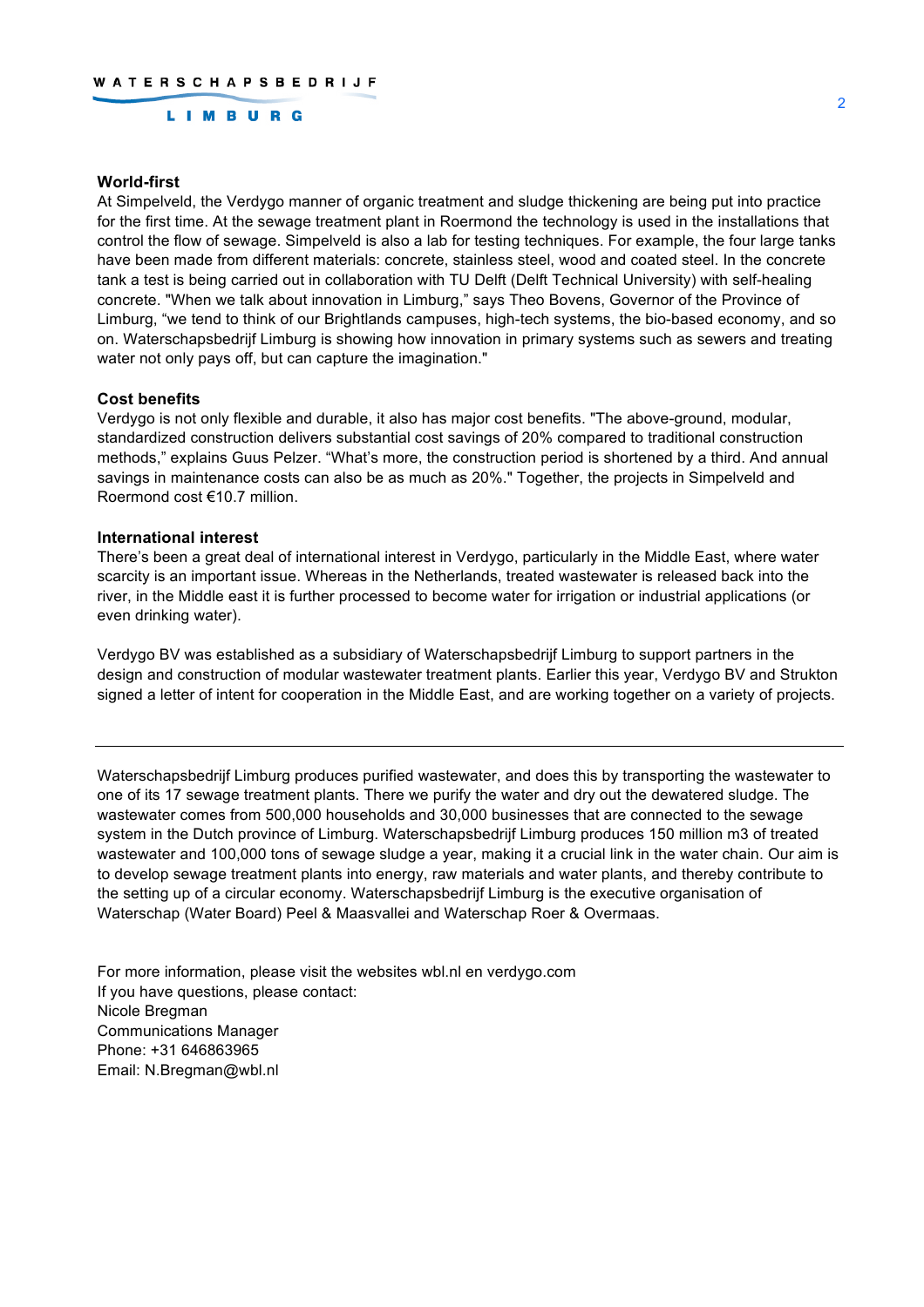## World-first

At Simpelveld, the Verdygo manner of organic treatment and sludge thickening are being put into practice for the first time. At the sewage treatment plant in Roermond the technology is used in the installations that control the flow of sewage. Simpelveld is also a lab for testing techniques. For example, the four large tanks have been made from different materials: concrete, stainless steel, wood and coated steel. In the concrete tank a test is being carried out in collaboration with TU Delft (Delft Technical University) with self-healing concrete. "When we talk about innovation in Limburg," says Theo Bovens, Governor of the Province of Limburg, "we tend to think of our Brightlands campuses, high-tech systems, the bio-based economy, and so on. Waterschapsbedrijf Limburg is showing how innovation in primary systems such as sewers and treating water not only pays off, but can capture the imagination."

## Cost benefits

Verdygo is not only flexible and durable, it also has major cost benefits. "The above-ground, modular, standardized construction delivers substantial cost savings of 20% compared to traditional construction methods," explains Guus Pelzer. "What's more, the construction period is shortened by a third. And annual savings in maintenance costs can also be as much as 20%." Together, the projects in Simpelveld and Roermond cost €10.7 million.

## International interest

There's been a great deal of international interest in Verdygo, particularly in the Middle East, where water scarcity is an important issue. Whereas in the Netherlands, treated wastewater is released back into the river, in the Middle east it is further processed to become water for irrigation or industrial applications (or even drinking water).

Verdygo BV was established as a subsidiary of Waterschapsbedrijf Limburg to support partners in the design and construction of modular wastewater treatment plants. Earlier this year, Verdygo BV and Strukton signed a letter of intent for cooperation in the Middle East, and are working together on a variety of projects.

---

Waterschapsbedrijf Limburg produces purified wastewater, and does this by transporting the wastewater to one of its 17 sewage treatment plants. There we purify the water and dry out the dewatered sludge. The wastewater comes from 500,000 households and 30,000 businesses that are connected to the sewage system in the Dutch province of Limburg. Waterschapsbedrijf Limburg produces 150 million m3 of treated wastewater and 100,000 tons of sewage sludge a year, making it a crucial link in the water chain. Our aim is to develop sewage treatment plants into energy, raw materials and water plants, and thereby contribute to the setting up of a circular economy. Waterschapsbedrijf Limburg is the executive organisation of Waterschap (Water Board) Peel & Maasvallei and Waterschap Roer & Overmaas.

For more information, please visit the websites wbl.nl en verdygo.com
If you have questions, please contact:
Nicole Bregman
Communications Manager
Phone: +31 646863965
Email: N.Bregman@wbl.nl